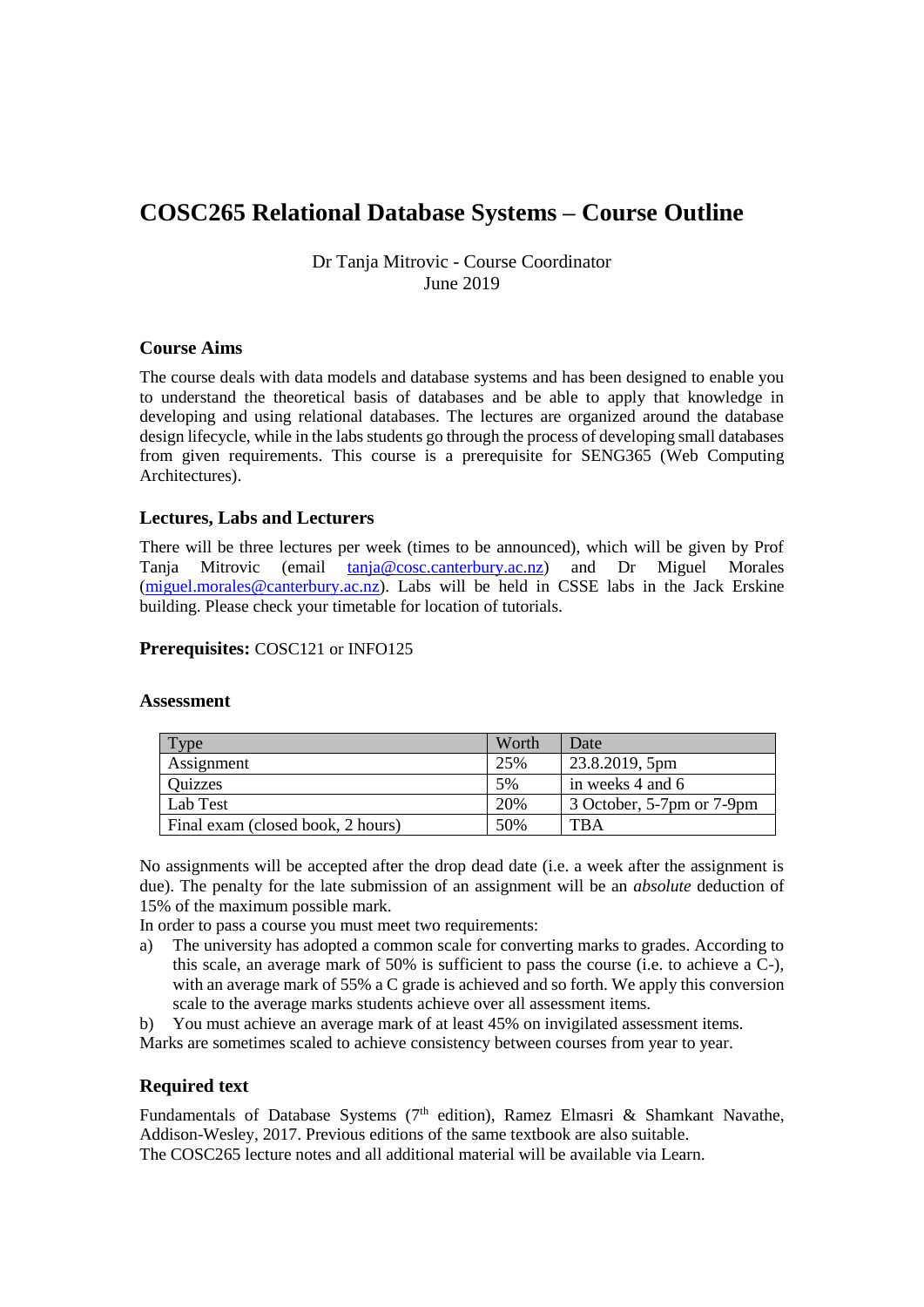# COSC265 Relational Database Systems – Course Outline

Dr Tanja Mitrovic - Course Coordinator
June 2019

### Course Aims

The course deals with data models and database systems and has been designed to enable you to understand the theoretical basis of databases and be able to apply that knowledge in developing and using relational databases. The lectures are organized around the database design lifecycle, while in the labs students go through the process of developing small databases from given requirements. This course is a prerequisite for SENG365 (Web Computing Architectures).

### Lectures, Labs and Lecturers

There will be three lectures per week (times to be announced), which will be given by Prof Tanja Mitrovic (email tanja@cosc.canterbury.ac.nz) and Dr Miguel Morales (miguel.morales@canterbury.ac.nz). Labs will be held in CSSE labs in the Jack Erskine building. Please check your timetable for location of tutorials.

**Prerequisites:** COSC121 or INFO125

### Assessment

| Type | Worth | Date |
|---|---|---|
| Assignment | 25% | 23.8.2019, 5pm |
| Quizzes | 5% | in weeks 4 and 6 |
| Lab Test | 20% | 3 October, 5-7pm or 7-9pm |
| Final exam (closed book, 2 hours) | 50% | TBA |

No assignments will be accepted after the drop dead date (i.e. a week after the assignment is due). The penalty for the late submission of an assignment will be an *absolute* deduction of 15% of the maximum possible mark.

In order to pass a course you must meet two requirements:

a) The university has adopted a common scale for converting marks to grades. According to this scale, an average mark of 50% is sufficient to pass the course (i.e. to achieve a C-), with an average mark of 55% a C grade is achieved and so forth. We apply this conversion scale to the average marks students achieve over all assessment items.

b) You must achieve an average mark of at least 45% on invigilated assessment items.

Marks are sometimes scaled to achieve consistency between courses from year to year.

### Required text

Fundamentals of Database Systems (7th edition), Ramez Elmasri & Shamkant Navathe, Addison-Wesley, 2017. Previous editions of the same textbook are also suitable.
The COSC265 lecture notes and all additional material will be available via Learn.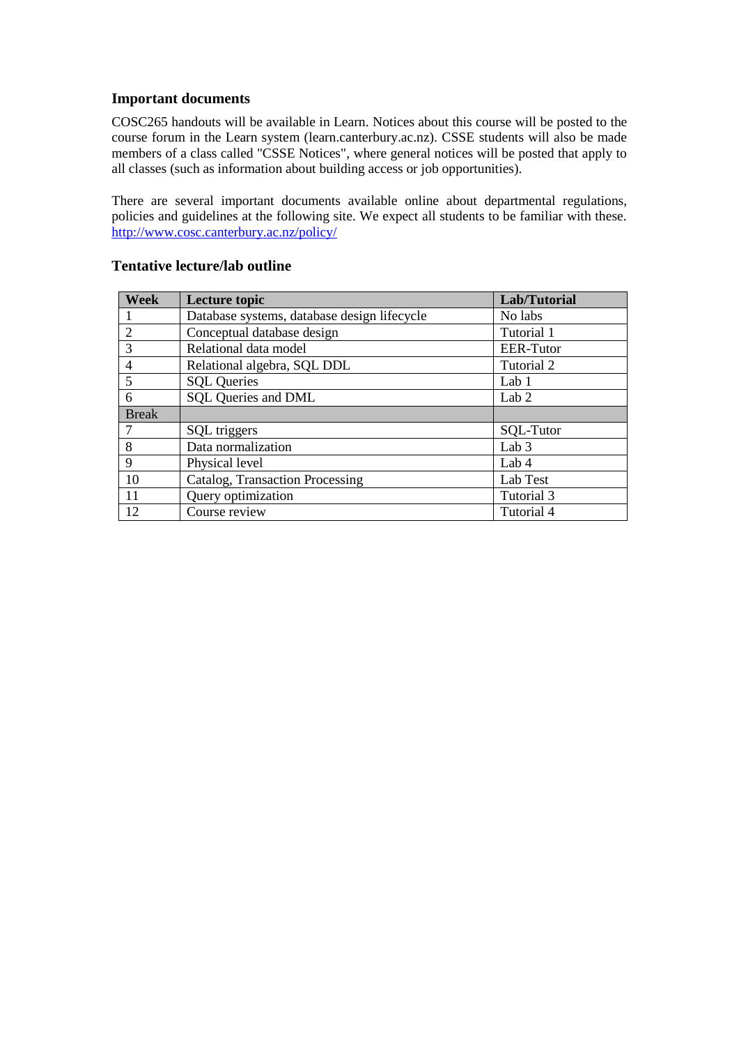### Important documents

COSC265 handouts will be available in Learn. Notices about this course will be posted to the course forum in the Learn system (learn.canterbury.ac.nz). CSSE students will also be made members of a class called "CSSE Notices", where general notices will be posted that apply to all classes (such as information about building access or job opportunities).

There are several important documents available online about departmental regulations, policies and guidelines at the following site. We expect all students to be familiar with these. [http://www.cosc.canterbury.ac.nz/policy/](http://www.cosc.canterbury.ac.nz/policy/)

### Tentative lecture/lab outline

| Week | Lecture topic | Lab/Tutorial |
| --- | --- | --- |
| 1 | Database systems, database design lifecycle | No labs |
| 2 | Conceptual database design | Tutorial 1 |
| 3 | Relational data model | EER-Tutor |
| 4 | Relational algebra, SQL DDL | Tutorial 2 |
| 5 | SQL Queries | Lab 1 |
| 6 | SQL Queries and DML | Lab 2 |
| Break | | |
| 7 | SQL triggers | SQL-Tutor |
| 8 | Data normalization | Lab 3 |
| 9 | Physical level | Lab 4 |
| 10 | Catalog, Transaction Processing | Lab Test |
| 11 | Query optimization | Tutorial 3 |
| 12 | Course review | Tutorial 4 |